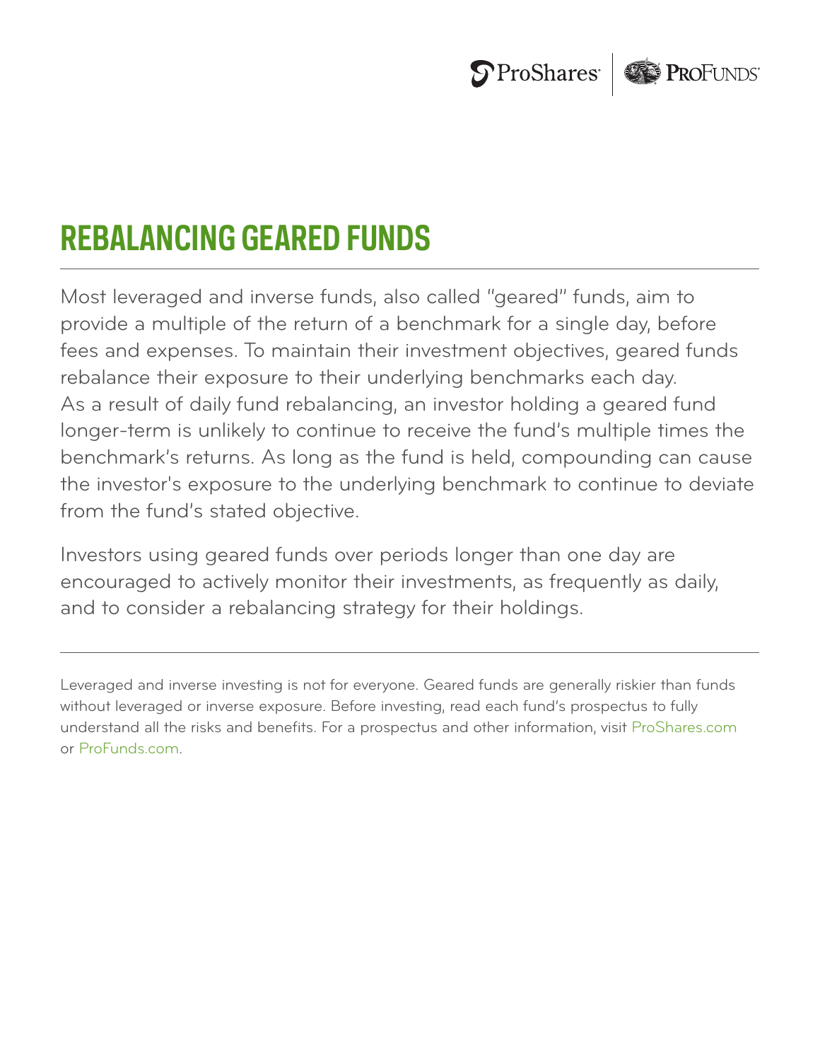# REBALANCING GEARED FUNDS

Most leveraged and inverse funds, also called "geared" funds, aim to provide a multiple of the return of a benchmark for a single day, before fees and expenses. To maintain their investment objectives, geared funds rebalance their exposure to their underlying benchmarks each day. As a result of daily fund rebalancing, an investor holding a geared fund longer-term is unlikely to continue to receive the fund's multiple times the benchmark's returns. As long as the fund is held, compounding can cause the investor's exposure to the underlying benchmark to continue to deviate from the fund's stated objective.

Investors using geared funds over periods longer than one day are encouraged to actively monitor their investments, as frequently as daily, and to consider a rebalancing strategy for their holdings.

---

Leveraged and inverse investing is not for everyone. Geared funds are generally riskier than funds without leveraged or inverse exposure. Before investing, read each fund's prospectus to fully understand all the risks and benefits. For a prospectus and other information, visit ProShares.com or ProFunds.com.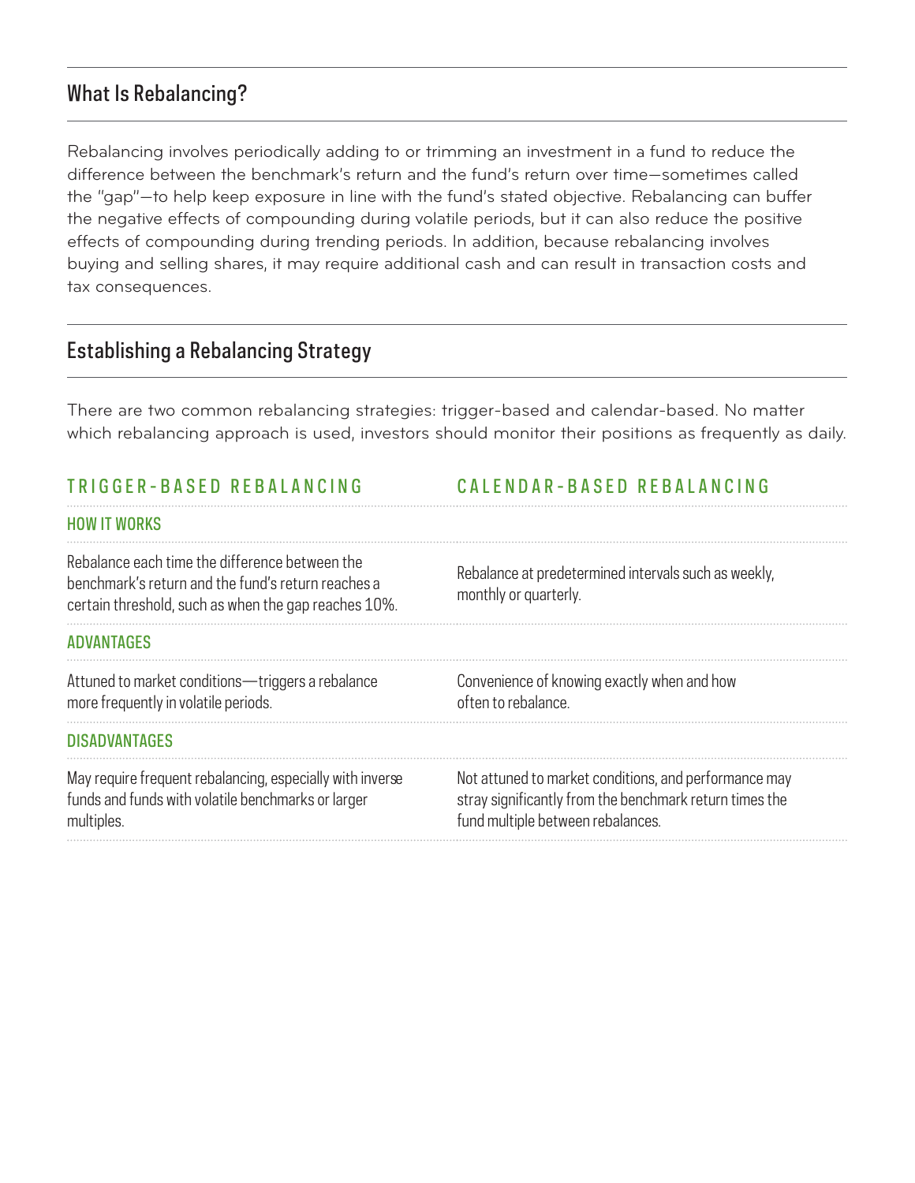## What Is Rebalancing?

Rebalancing involves periodically adding to or trimming an investment in a fund to reduce the difference between the benchmark's return and the fund's return over time—sometimes called the "gap"—to help keep exposure in line with the fund's stated objective. Rebalancing can buffer the negative effects of compounding during volatile periods, but it can also reduce the positive effects of compounding during trending periods. In addition, because rebalancing involves buying and selling shares, it may require additional cash and can result in transaction costs and tax consequences.

## Establishing a Rebalancing Strategy

There are two common rebalancing strategies: trigger-based and calendar-based. No matter which rebalancing approach is used, investors should monitor their positions as frequently as daily.

| | TRIGGER-BASED REBALANCING | CALENDAR-BASED REBALANCING |
|---|---|---|
| **HOW IT WORKS** | Rebalance each time the difference between the benchmark's return and the fund's return reaches a certain threshold, such as when the gap reaches 10%. | Rebalance at predetermined intervals such as weekly, monthly or quarterly. |
| **ADVANTAGES** | Attuned to market conditions—triggers a rebalance more frequently in volatile periods. | Convenience of knowing exactly when and how often to rebalance. |
| **DISADVANTAGES** | May require frequent rebalancing, especially with inverse funds and funds with volatile benchmarks or larger multiples. | Not attuned to market conditions, and performance may stray significantly from the benchmark return times the fund multiple between rebalances. |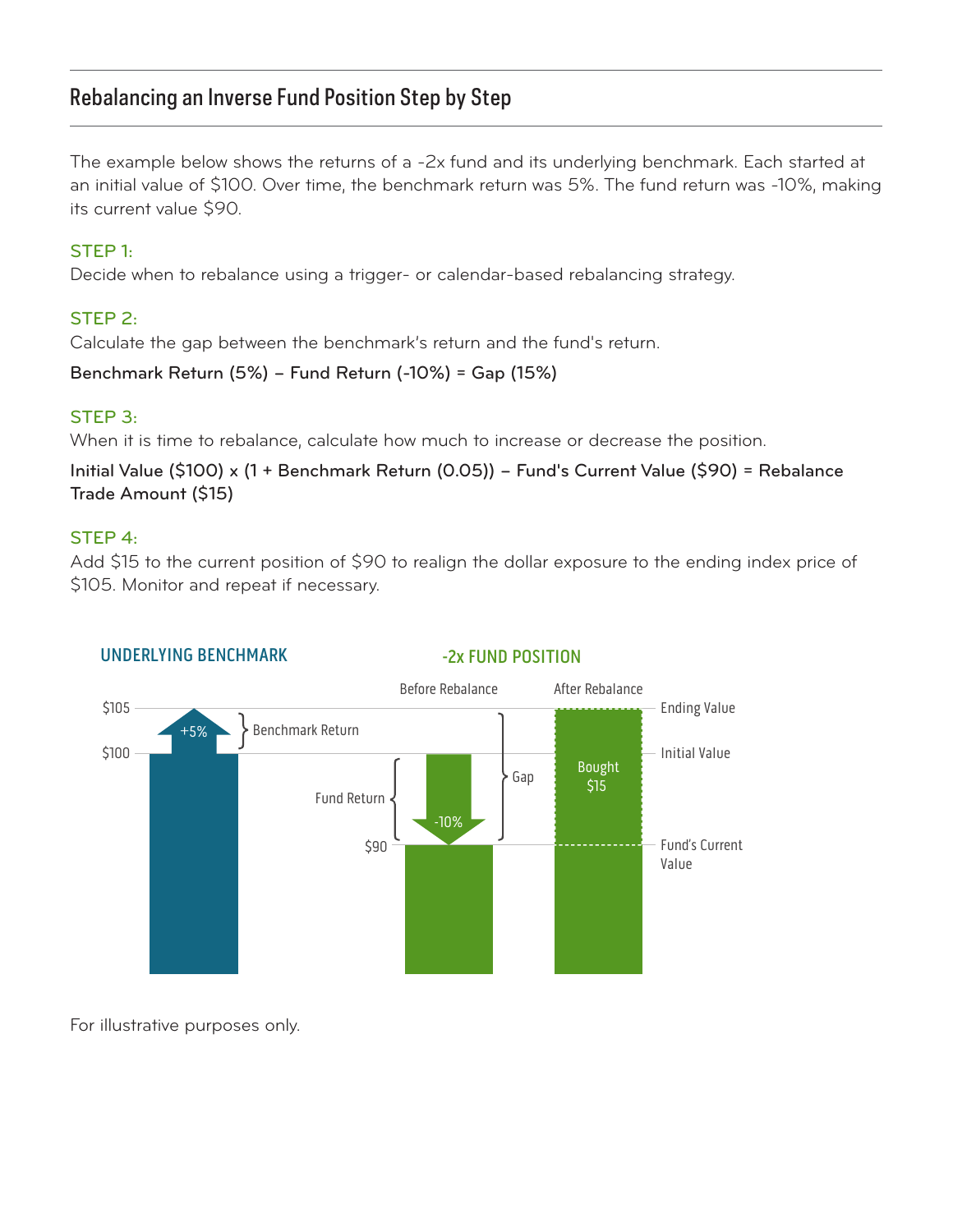## Rebalancing an Inverse Fund Position Step by Step

The example below shows the returns of a -2x fund and its underlying benchmark. Each started at an initial value of $100. Over time, the benchmark return was 5%. The fund return was -10%, making its current value $90.

**STEP 1:**

Decide when to rebalance using a trigger- or calendar-based rebalancing strategy.

**STEP 2:**

Calculate the gap between the benchmark's return and the fund's return.

Benchmark Return (5%) – Fund Return (-10%) = Gap (15%)

**STEP 3:**

When it is time to rebalance, calculate how much to increase or decrease the position.

Initial Value ($100) x (1 + Benchmark Return (0.05)) – Fund's Current Value ($90) = Rebalance Trade Amount ($15)

**STEP 4:**

Add $15 to the current position of $90 to realign the dollar exposure to the ending index price of $105. Monitor and repeat if necessary.

UNDERLYING BENCHMARK

-2x FUND POSITION

Before Rebalance | After Rebalance

$105 — Ending Value

$100 — Initial Value

$90 — Fund's Current Value

+5% Benchmark Return

Fund Return -10%

Gap

Bought $15

For illustrative purposes only.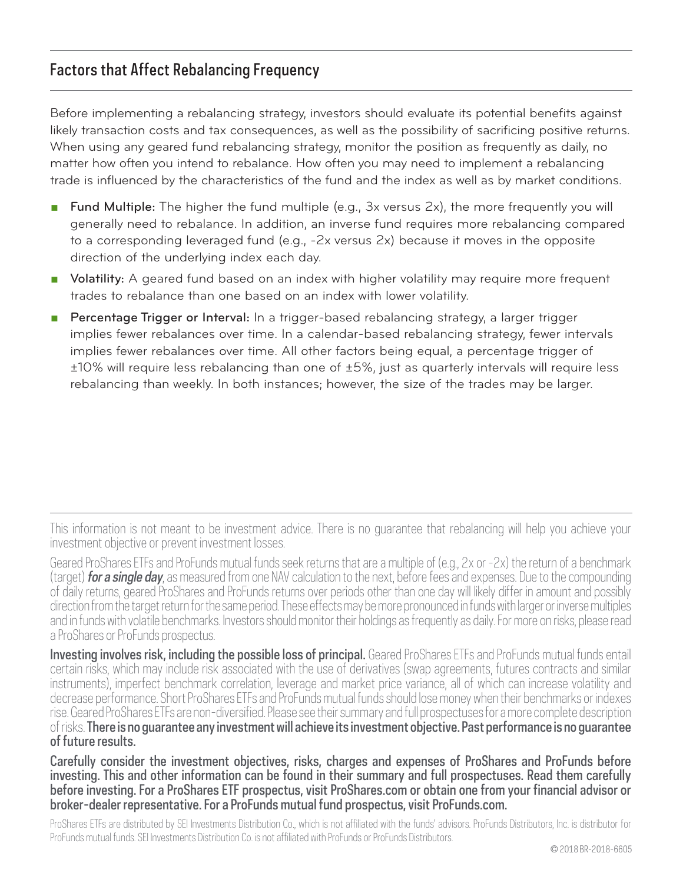## Factors that Affect Rebalancing Frequency

Before implementing a rebalancing strategy, investors should evaluate its potential benefits against likely transaction costs and tax consequences, as well as the possibility of sacrificing positive returns. When using any geared fund rebalancing strategy, monitor the position as frequently as daily, no matter how often you intend to rebalance. How often you may need to implement a rebalancing trade is influenced by the characteristics of the fund and the index as well as by market conditions.

- **Fund Multiple:** The higher the fund multiple (e.g., 3x versus 2x), the more frequently you will generally need to rebalance. In addition, an inverse fund requires more rebalancing compared to a corresponding leveraged fund (e.g., -2x versus 2x) because it moves in the opposite direction of the underlying index each day.
- **Volatility:** A geared fund based on an index with higher volatility may require more frequent trades to rebalance than one based on an index with lower volatility.
- **Percentage Trigger or Interval:** In a trigger-based rebalancing strategy, a larger trigger implies fewer rebalances over time. In a calendar-based rebalancing strategy, fewer intervals implies fewer rebalances over time. All other factors being equal, a percentage trigger of ±10% will require less rebalancing than one of ±5%, just as quarterly intervals will require less rebalancing than weekly. In both instances; however, the size of the trades may be larger.

---

This information is not meant to be investment advice. There is no guarantee that rebalancing will help you achieve your investment objective or prevent investment losses.

Geared ProShares ETFs and ProFunds mutual funds seek returns that are a multiple of (e.g., 2x or -2x) the return of a benchmark (target) ***for a single day***, as measured from one NAV calculation to the next, before fees and expenses. Due to the compounding of daily returns, geared ProShares and ProFunds returns over periods other than one day will likely differ in amount and possibly direction from the target return for the same period. These effects may be more pronounced in funds with larger or inverse multiples and in funds with volatile benchmarks. Investors should monitor their holdings as frequently as daily. For more on risks, please read a ProShares or ProFunds prospectus.

**Investing involves risk, including the possible loss of principal.** Geared ProShares ETFs and ProFunds mutual funds entail certain risks, which may include risk associated with the use of derivatives (swap agreements, futures contracts and similar instruments), imperfect benchmark correlation, leverage and market price variance, all of which can increase volatility and decrease performance. Short ProShares ETFs and ProFunds mutual funds should lose money when their benchmarks or indexes rise. Geared ProShares ETFs are non-diversified. Please see their summary and full prospectuses for a more complete description of risks. **There is no guarantee any investment will achieve its investment objective. Past performance is no guarantee of future results.**

**Carefully consider the investment objectives, risks, charges and expenses of ProShares and ProFunds before investing. This and other information can be found in their summary and full prospectuses. Read them carefully before investing. For a ProShares ETF prospectus, visit ProShares.com or obtain one from your financial advisor or broker-dealer representative. For a ProFunds mutual fund prospectus, visit ProFunds.com.**

ProShares ETFs are distributed by SEI Investments Distribution Co., which is not affiliated with the funds' advisors. ProFunds Distributors, Inc. is distributor for ProFunds mutual funds. SEI Investments Distribution Co. is not affiliated with ProFunds or ProFunds Distributors.

© 2018 BR-2018-6605